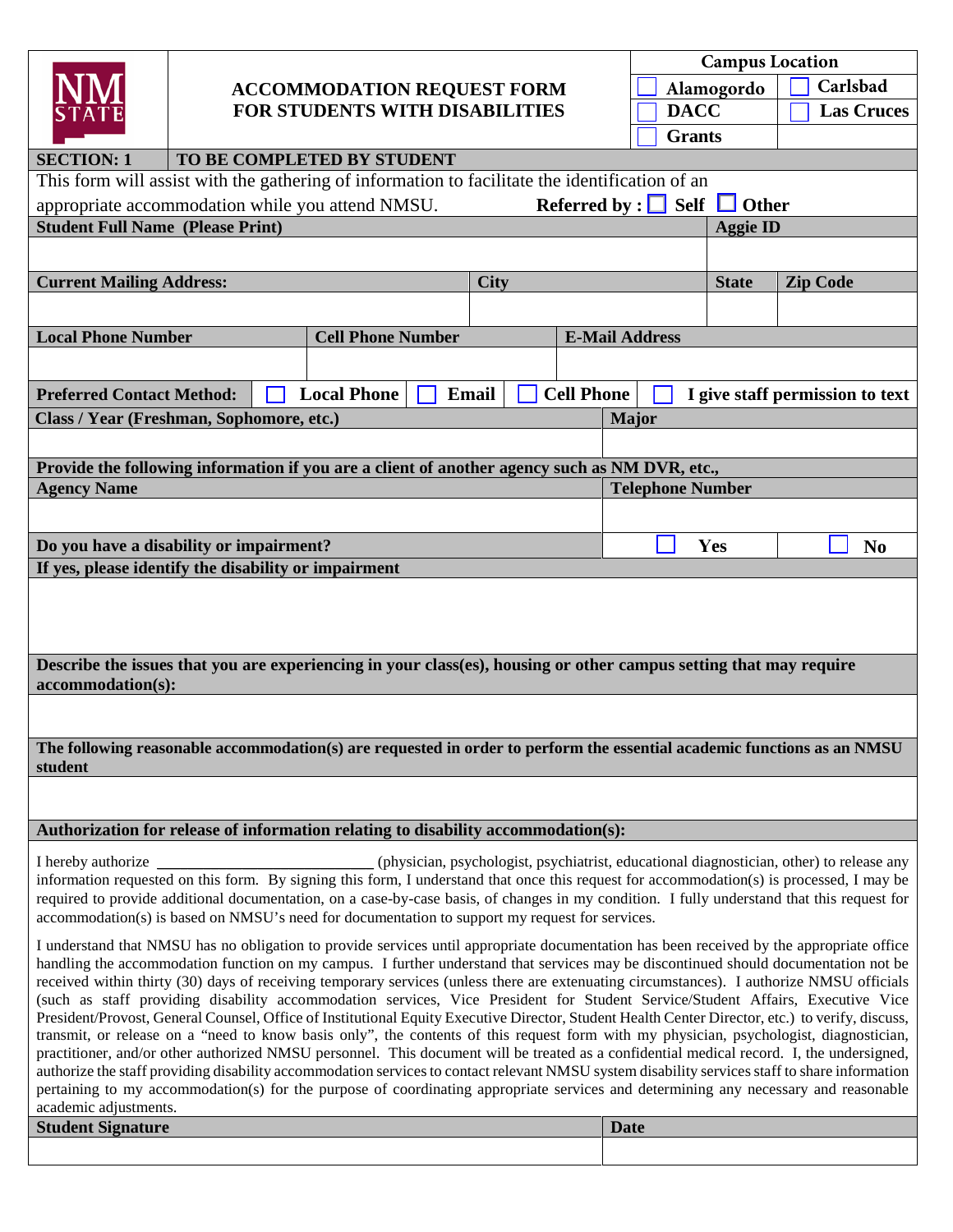# ACCOMMODATION REQUEST FORM FOR STUDENTS WITH DISABILITIES

**Campus Location**

- ☐ Alamogordo
- ☐ Carlsbad
- ☐ DACC
- ☐ Las Cruces
- ☐ Grants

## SECTION: 1 TO BE COMPLETED BY STUDENT

This form will assist with the gathering of information to facilitate the identification of an appropriate accommodation while you attend NMSU. **Referred by :** ☐ **Self** ☐ **Other**

| **Student Full Name (Please Print)** | | | **Aggie ID** |
|---|---|---|---|
| | | | |
| **Current Mailing Address:** | **City** | **State** | **Zip Code** |
| | | | |

| **Local Phone Number** | **Cell Phone Number** | **E-Mail Address** |
|---|---|---|
| | | |

**Preferred Contact Method:** ☐ **Local Phone** ☐ **Email** ☐ **Cell Phone** ☐ **I give staff permission to text**

| **Class / Year (Freshman, Sophomore, etc.)** | **Major** |
|---|---|
| | |

**Provide the following information if you are a client of another agency such as NM DVR, etc.,**

| **Agency Name** | **Telephone Number** |
|---|---|
| | |

**Do you have a disability or impairment?** ☐ **Yes** ☐ **No**

**If yes, please identify the disability or impairment**

**Describe the issues that you are experiencing in your class(es), housing or other campus setting that may require accommodation(s):**

**The following reasonable accommodation(s) are requested in order to perform the essential academic functions as an NMSU student**

**Authorization for release of information relating to disability accommodation(s):**

I hereby authorize ____________________________ (physician, psychologist, psychiatrist, educational diagnostician, other) to release any information requested on this form. By signing this form, I understand that once this request for accommodation(s) is processed, I may be required to provide additional documentation, on a case-by-case basis, of changes in my condition. I fully understand that this request for accommodation(s) is based on NMSU's need for documentation to support my request for services.

I understand that NMSU has no obligation to provide services until appropriate documentation has been received by the appropriate office handling the accommodation function on my campus. I further understand that services may be discontinued should documentation not be received within thirty (30) days of receiving temporary services (unless there are extenuating circumstances). I authorize NMSU officials (such as staff providing disability accommodation services, Vice President for Student Service/Student Affairs, Executive Vice President/Provost, General Counsel, Office of Institutional Equity Executive Director, Student Health Center Director, etc.) to verify, discuss, transmit, or release on a "need to know basis only", the contents of this request form with my physician, psychologist, diagnostician, practitioner, and/or other authorized NMSU personnel. This document will be treated as a confidential medical record. I, the undersigned, authorize the staff providing disability accommodation services to contact relevant NMSU system disability services staff to share information pertaining to my accommodation(s) for the purpose of coordinating appropriate services and determining any necessary and reasonable academic adjustments.

| **Student Signature** | **Date** |
|---|---|
| | |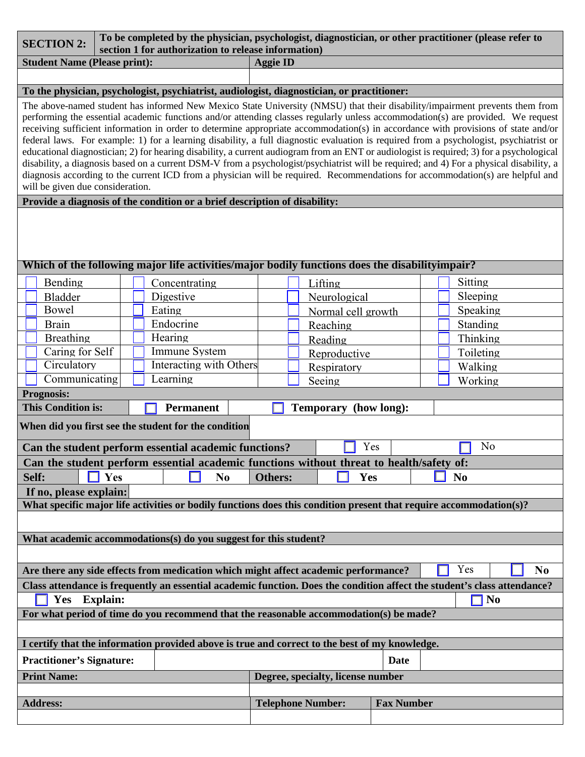| **SECTION 2:** | **To be completed by the physician, psychologist, diagnostician, or other practitioner (please refer to section 1 for authorization to release information)** |
|---|---|

| **Student Name (Please print):** | **Aggie ID** |
|---|---|
| | |

**To the physician, psychologist, psychiatrist, audiologist, diagnostician, or practitioner:**

The above-named student has informed New Mexico State University (NMSU) that their disability/impairment prevents them from performing the essential academic functions and/or attending classes regularly unless accommodation(s) are provided. We request receiving sufficient information in order to determine appropriate accommodation(s) in accordance with provisions of state and/or federal laws. For example: 1) for a learning disability, a full diagnostic evaluation is required from a psychologist, psychiatrist or educational diagnostician; 2) for hearing disability, a current audiogram from an ENT or audiologist is required; 3) for a psychological disability, a diagnosis based on a current DSM-V from a psychologist/psychiatrist will be required; and 4) For a physical disability, a diagnosis according to the current ICD from a physician will be required. Recommendations for accommodation(s) are helpful and will be given due consideration.

**Provide a diagnosis of the condition or a brief description of disability:**

**Which of the following major life activities/major bodily functions does the disabilityimpair?**

| | | | |
|---|---|---|---|
| ☐ Bending | ☐ Concentrating | ☐ Lifting | ☐ Sitting |
| ☐ Bladder | ☐ Digestive | ☐ Neurological | ☐ Sleeping |
| ☐ Bowel | ☐ Eating | ☐ Normal cell growth | ☐ Speaking |
| ☐ Brain | ☐ Endocrine | ☐ Reaching | ☐ Standing |
| ☐ Breathing | ☐ Hearing | ☐ Reading | ☐ Thinking |
| ☐ Caring for Self | ☐ Immune System | ☐ Reproductive | ☐ Toileting |
| ☐ Circulatory | ☐ Interacting with Others | ☐ Respiratory | ☐ Walking |
| ☐ Communicating | ☐ Learning | ☐ Seeing | ☐ Working |

**Prognosis:**

| **This Condition is:** | ☐ **Permanent** | ☐ **Temporary (how long):** | |
|---|---|---|---|

**When did you first see the student for the condition**

| **Can the student perform essential academic functions?** | ☐ Yes | ☐ No |
|---|---|---|

**Can the student perform essential academic functions without threat to health/safety of:**

| **Self:** | ☐ **Yes** | ☐ **No** | **Others:** | ☐ **Yes** | ☐ **No** |
|---|---|---|---|---|---|

**If no, please explain:**

**What specific major life activities or bodily functions does this condition present that require accommodation(s)?**

**What academic accommodations(s) do you suggest for this student?**

| **Are there any side effects from medication which might affect academic performance?** | ☐ Yes | ☐ **No** |
|---|---|---|

**Class attendance is frequently an essential academic function. Does the condition affect the student's class attendance?**

☐ **Yes Explain:** ☐ **No**

**For what period of time do you recommend that the reasonable accommodation(s) be made?**

**I certify that the information provided above is true and correct to the best of my knowledge.**

| **Practitioner's Signature:** | | **Date** | |
|---|---|---|---|

| **Print Name:** | **Degree, specialty, license number** |
|---|---|
| | |

| **Address:** | **Telephone Number:** | **Fax Number** |
|---|---|---|
| | | |